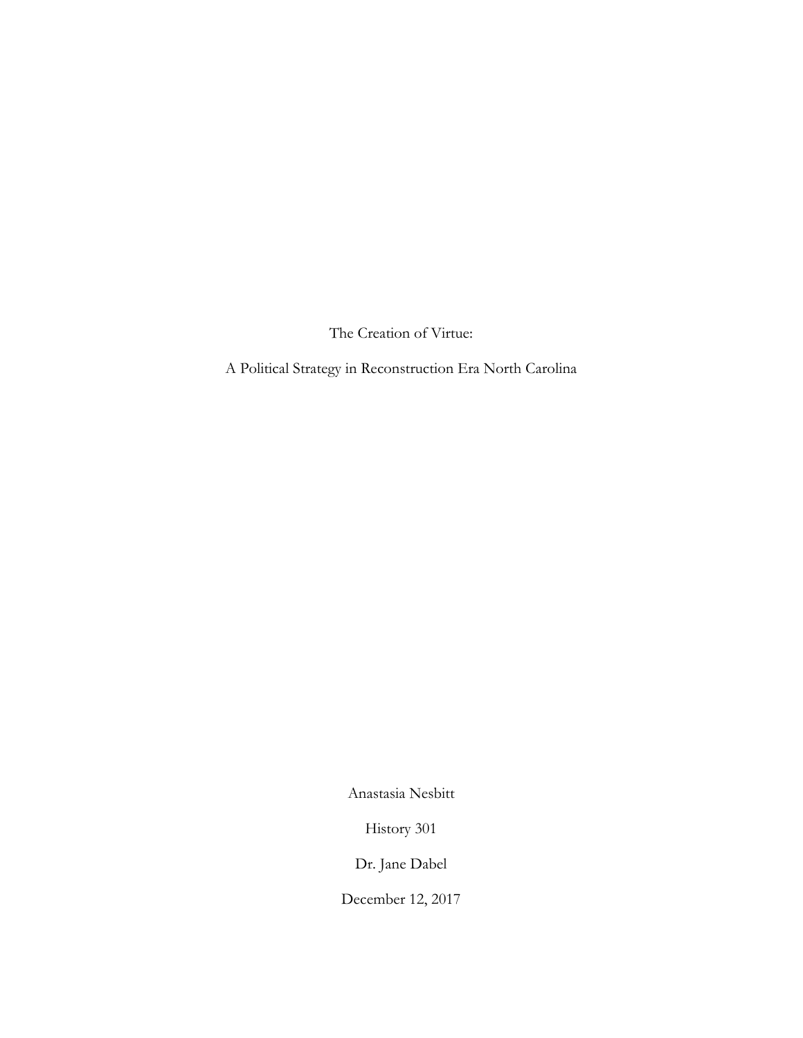# The Creation of Virtue:

## A Political Strategy in Reconstruction Era North Carolina

Anastasia Nesbitt

History 301

Dr. Jane Dabel

December 12, 2017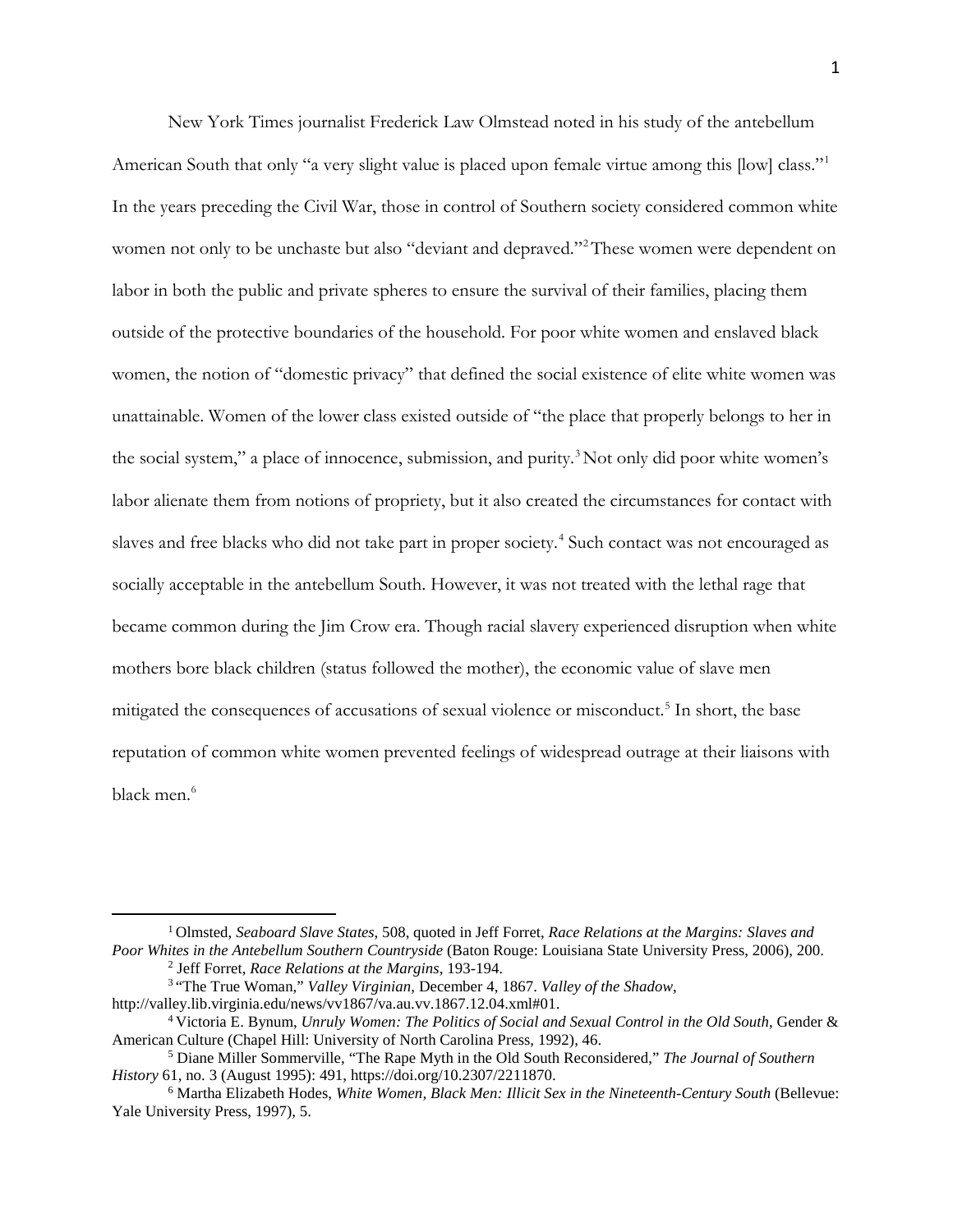New York Times journalist Frederick Law Olmstead noted in his study of the antebellum American South that only "a very slight value is placed upon female virtue among this [low] class."[1] In the years preceding the Civil War, those in control of Southern society considered common white women not only to be unchaste but also "deviant and depraved."[2] These women were dependent on labor in both the public and private spheres to ensure the survival of their families, placing them outside of the protective boundaries of the household. For poor white women and enslaved black women, the notion of "domestic privacy" that defined the social existence of elite white women was unattainable. Women of the lower class existed outside of "the place that properly belongs to her in the social system," a place of innocence, submission, and purity.[3] Not only did poor white women's labor alienate them from notions of propriety, but it also created the circumstances for contact with slaves and free blacks who did not take part in proper society.[4] Such contact was not encouraged as socially acceptable in the antebellum South. However, it was not treated with the lethal rage that became common during the Jim Crow era. Though racial slavery experienced disruption when white mothers bore black children (status followed the mother), the economic value of slave men mitigated the consequences of accusations of sexual violence or misconduct.[5] In short, the base reputation of common white women prevented feelings of widespread outrage at their liaisons with black men.[6]

---

[1] Olmsted, *Seaboard Slave States*, 508, quoted in Jeff Forret, *Race Relations at the Margins: Slaves and Poor Whites in the Antebellum Southern Countryside* (Baton Rouge: Louisiana State University Press, 2006), 200.

[2] Jeff Forret, *Race Relations at the Margins*, 193-194.

[3] "The True Woman," *Valley Virginian*, December 4, 1867. *Valley of the Shadow*, http://valley.lib.virginia.edu/news/vv1867/va.au.vv.1867.12.04.xml#01.

[4] Victoria E. Bynum, *Unruly Women: The Politics of Social and Sexual Control in the Old South*, Gender & American Culture (Chapel Hill: University of North Carolina Press, 1992), 46.

[5] Diane Miller Sommerville, "The Rape Myth in the Old South Reconsidered," *The Journal of Southern History* 61, no. 3 (August 1995): 491, https://doi.org/10.2307/2211870.

[6] Martha Elizabeth Hodes, *White Women, Black Men: Illicit Sex in the Nineteenth-Century South* (Bellevue: Yale University Press, 1997), 5.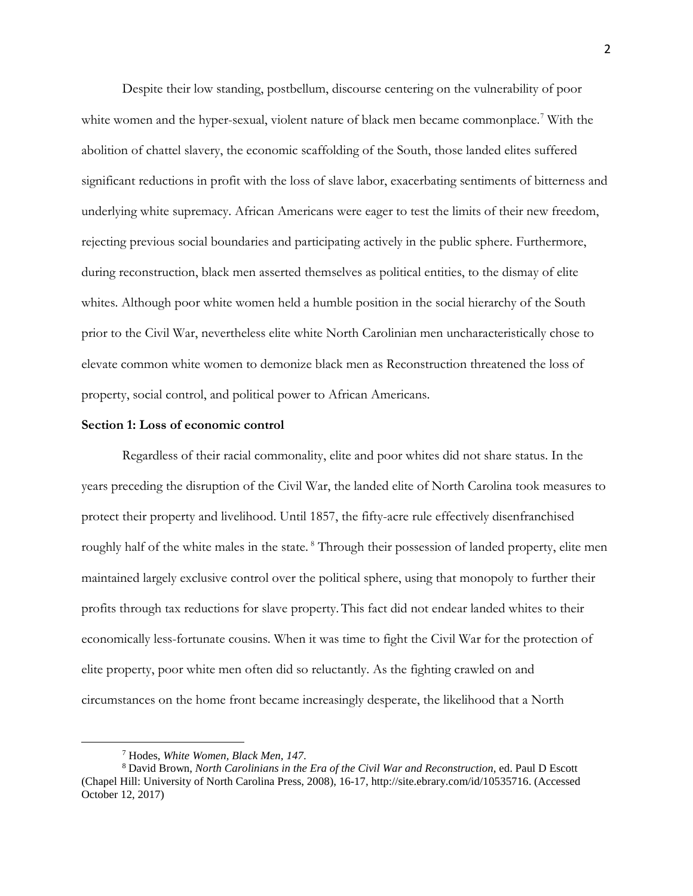Despite their low standing, postbellum, discourse centering on the vulnerability of poor white women and the hyper-sexual, violent nature of black men became commonplace.[7] With the abolition of chattel slavery, the economic scaffolding of the South, those landed elites suffered significant reductions in profit with the loss of slave labor, exacerbating sentiments of bitterness and underlying white supremacy. African Americans were eager to test the limits of their new freedom, rejecting previous social boundaries and participating actively in the public sphere. Furthermore, during reconstruction, black men asserted themselves as political entities, to the dismay of elite whites. Although poor white women held a humble position in the social hierarchy of the South prior to the Civil War, nevertheless elite white North Carolinian men uncharacteristically chose to elevate common white women to demonize black men as Reconstruction threatened the loss of property, social control, and political power to African Americans.

**Section 1: Loss of economic control**

Regardless of their racial commonality, elite and poor whites did not share status. In the years preceding the disruption of the Civil War, the landed elite of North Carolina took measures to protect their property and livelihood. Until 1857, the fifty-acre rule effectively disenfranchised roughly half of the white males in the state.[8] Through their possession of landed property, elite men maintained largely exclusive control over the political sphere, using that monopoly to further their profits through tax reductions for slave property. This fact did not endear landed whites to their economically less-fortunate cousins. When it was time to fight the Civil War for the protection of elite property, poor white men often did so reluctantly. As the fighting crawled on and circumstances on the home front became increasingly desperate, the likelihood that a North

---

[7] Hodes, *White Women, Black Men, 147*.

[8] David Brown, *North Carolinians in the Era of the Civil War and Reconstruction*, ed. Paul D Escott (Chapel Hill: University of North Carolina Press, 2008), 16-17, http://site.ebrary.com/id/10535716. (Accessed October 12, 2017)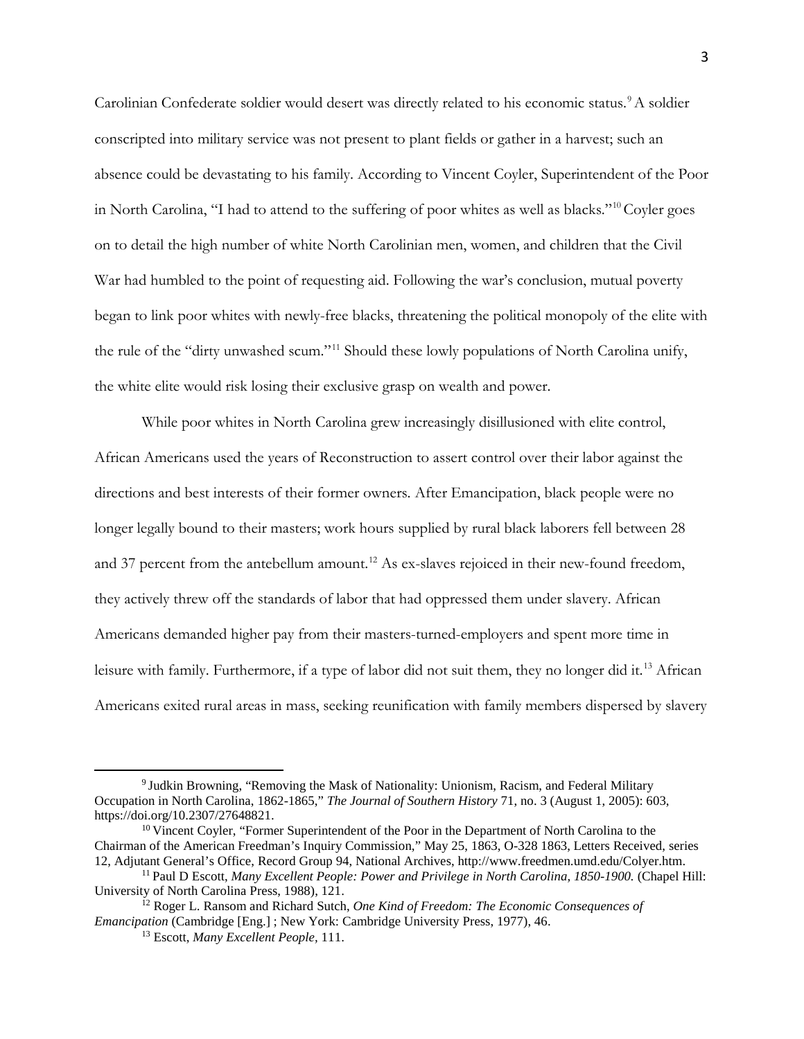Carolinian Confederate soldier would desert was directly related to his economic status.[9] A soldier conscripted into military service was not present to plant fields or gather in a harvest; such an absence could be devastating to his family. According to Vincent Coyler, Superintendent of the Poor in North Carolina, "I had to attend to the suffering of poor whites as well as blacks."[10] Coyler goes on to detail the high number of white North Carolinian men, women, and children that the Civil War had humbled to the point of requesting aid. Following the war's conclusion, mutual poverty began to link poor whites with newly-free blacks, threatening the political monopoly of the elite with the rule of the "dirty unwashed scum."[11] Should these lowly populations of North Carolina unify, the white elite would risk losing their exclusive grasp on wealth and power.

While poor whites in North Carolina grew increasingly disillusioned with elite control, African Americans used the years of Reconstruction to assert control over their labor against the directions and best interests of their former owners. After Emancipation, black people were no longer legally bound to their masters; work hours supplied by rural black laborers fell between 28 and 37 percent from the antebellum amount.[12] As ex-slaves rejoiced in their new-found freedom, they actively threw off the standards of labor that had oppressed them under slavery. African Americans demanded higher pay from their masters-turned-employers and spent more time in leisure with family. Furthermore, if a type of labor did not suit them, they no longer did it.[13] African Americans exited rural areas in mass, seeking reunification with family members dispersed by slavery

---

[9] Judkin Browning, "Removing the Mask of Nationality: Unionism, Racism, and Federal Military Occupation in North Carolina, 1862-1865," *The Journal of Southern History* 71, no. 3 (August 1, 2005): 603, https://doi.org/10.2307/27648821.

[10] Vincent Coyler, "Former Superintendent of the Poor in the Department of North Carolina to the Chairman of the American Freedman's Inquiry Commission," May 25, 1863, O-328 1863, Letters Received, series 12, Adjutant General's Office, Record Group 94, National Archives, http://www.freedmen.umd.edu/Colyer.htm.

[11] Paul D Escott, *Many Excellent People: Power and Privilege in North Carolina, 1850-1900.* (Chapel Hill: University of North Carolina Press, 1988), 121.

[12] Roger L. Ransom and Richard Sutch, *One Kind of Freedom: The Economic Consequences of Emancipation* (Cambridge [Eng.] ; New York: Cambridge University Press, 1977), 46.

[13] Escott, *Many Excellent People*, 111.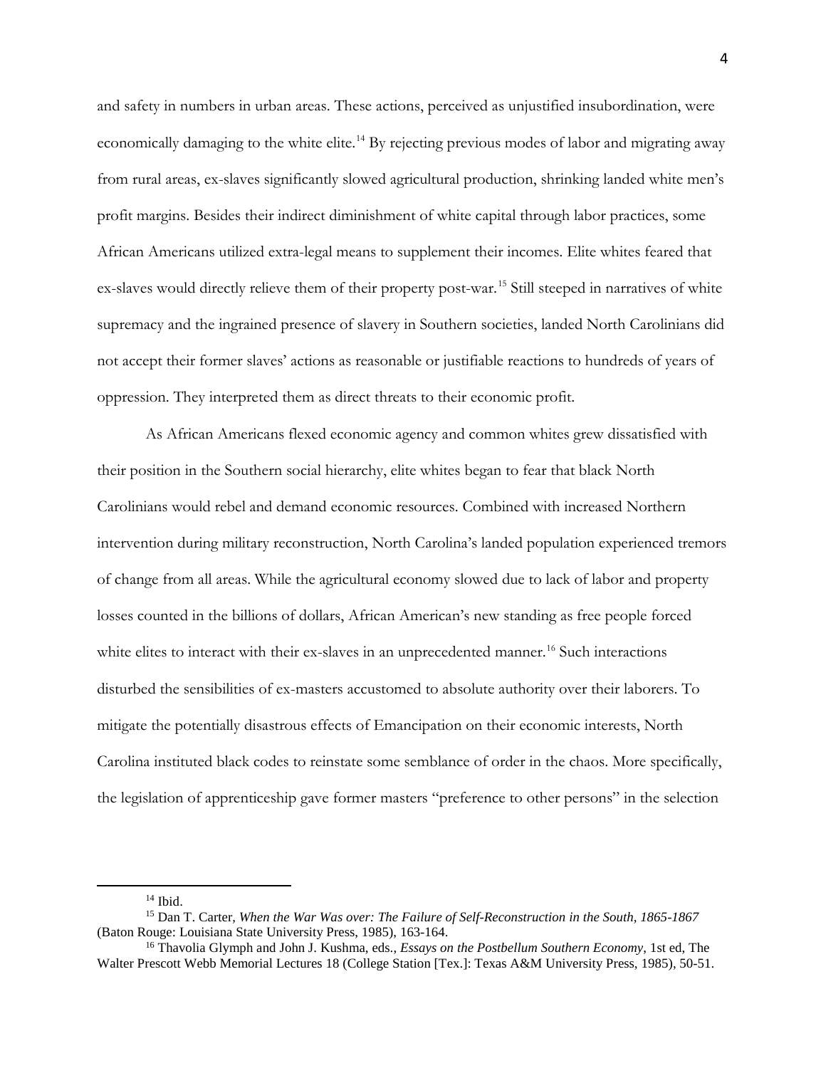and safety in numbers in urban areas. These actions, perceived as unjustified insubordination, were economically damaging to the white elite.[14] By rejecting previous modes of labor and migrating away from rural areas, ex-slaves significantly slowed agricultural production, shrinking landed white men's profit margins. Besides their indirect diminishment of white capital through labor practices, some African Americans utilized extra-legal means to supplement their incomes. Elite whites feared that ex-slaves would directly relieve them of their property post-war.[15] Still steeped in narratives of white supremacy and the ingrained presence of slavery in Southern societies, landed North Carolinians did not accept their former slaves' actions as reasonable or justifiable reactions to hundreds of years of oppression. They interpreted them as direct threats to their economic profit.

As African Americans flexed economic agency and common whites grew dissatisfied with their position in the Southern social hierarchy, elite whites began to fear that black North Carolinians would rebel and demand economic resources. Combined with increased Northern intervention during military reconstruction, North Carolina's landed population experienced tremors of change from all areas. While the agricultural economy slowed due to lack of labor and property losses counted in the billions of dollars, African American's new standing as free people forced white elites to interact with their ex-slaves in an unprecedented manner.[16] Such interactions disturbed the sensibilities of ex-masters accustomed to absolute authority over their laborers. To mitigate the potentially disastrous effects of Emancipation on their economic interests, North Carolina instituted black codes to reinstate some semblance of order in the chaos. More specifically, the legislation of apprenticeship gave former masters "preference to other persons" in the selection

---

[14] Ibid.

[15] Dan T. Carter, *When the War Was over: The Failure of Self-Reconstruction in the South, 1865-1867* (Baton Rouge: Louisiana State University Press, 1985), 163-164.

[16] Thavolia Glymph and John J. Kushma, eds., *Essays on the Postbellum Southern Economy*, 1st ed, The Walter Prescott Webb Memorial Lectures 18 (College Station [Tex.]: Texas A&M University Press, 1985), 50-51.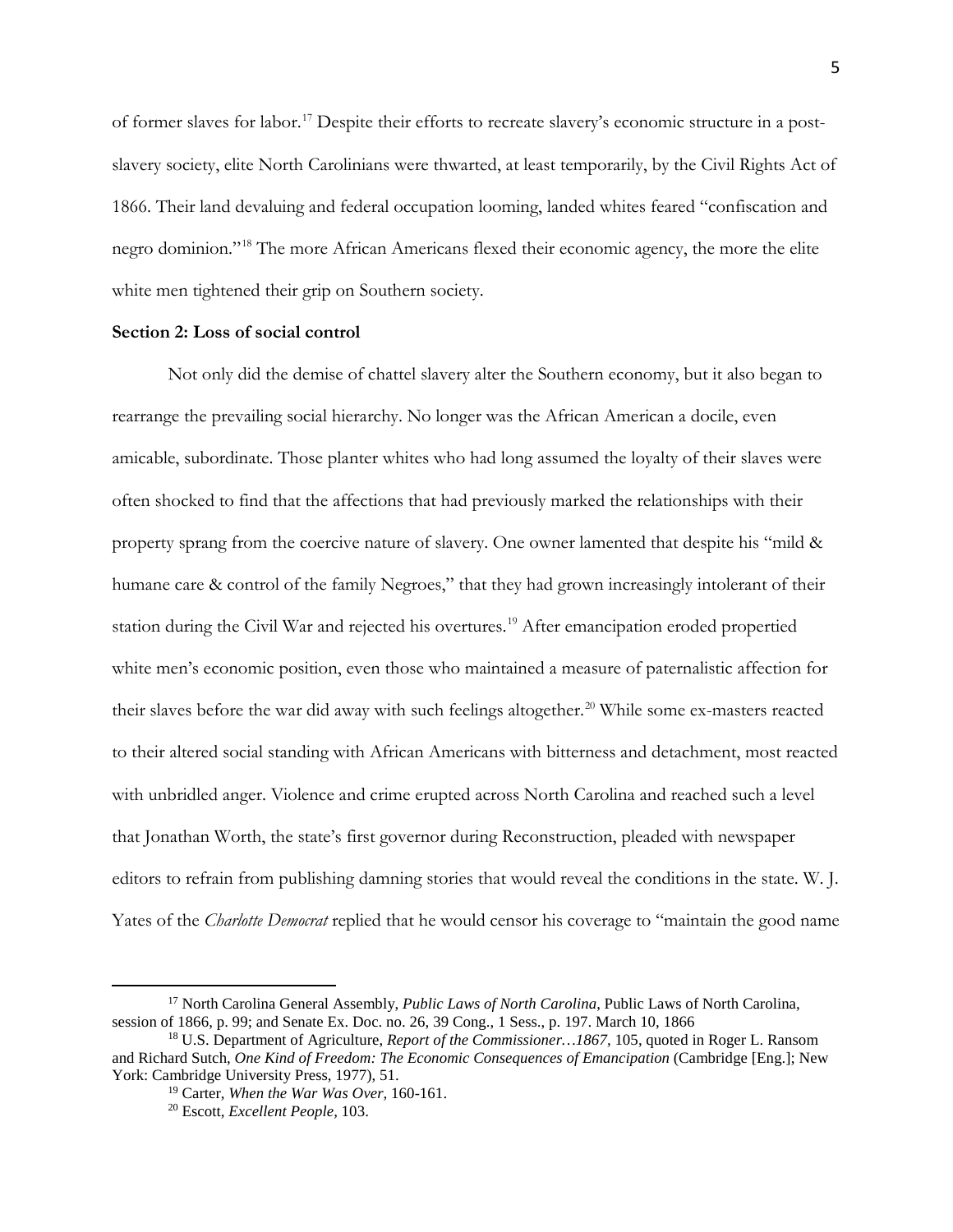of former slaves for labor.[17] Despite their efforts to recreate slavery's economic structure in a post-slavery society, elite North Carolinians were thwarted, at least temporarily, by the Civil Rights Act of 1866. Their land devaluing and federal occupation looming, landed whites feared "confiscation and negro dominion."[18] The more African Americans flexed their economic agency, the more the elite white men tightened their grip on Southern society.

**Section 2: Loss of social control**

Not only did the demise of chattel slavery alter the Southern economy, but it also began to rearrange the prevailing social hierarchy. No longer was the African American a docile, even amicable, subordinate. Those planter whites who had long assumed the loyalty of their slaves were often shocked to find that the affections that had previously marked the relationships with their property sprang from the coercive nature of slavery. One owner lamented that despite his "mild & humane care & control of the family Negroes," that they had grown increasingly intolerant of their station during the Civil War and rejected his overtures.[19] After emancipation eroded propertied white men's economic position, even those who maintained a measure of paternalistic affection for their slaves before the war did away with such feelings altogether.[20] While some ex-masters reacted to their altered social standing with African Americans with bitterness and detachment, most reacted with unbridled anger. Violence and crime erupted across North Carolina and reached such a level that Jonathan Worth, the state's first governor during Reconstruction, pleaded with newspaper editors to refrain from publishing damning stories that would reveal the conditions in the state. W. J. Yates of the *Charlotte Democrat* replied that he would censor his coverage to "maintain the good name

---

[17] North Carolina General Assembly, *Public Laws of North Carolina*, Public Laws of North Carolina, session of 1866, p. 99; and Senate Ex. Doc. no. 26, 39 Cong., 1 Sess., p. 197. March 10, 1866

[18] U.S. Department of Agriculture, *Report of the Commissioner…1867*, 105, quoted in Roger L. Ransom and Richard Sutch, *One Kind of Freedom: The Economic Consequences of Emancipation* (Cambridge [Eng.]; New York: Cambridge University Press, 1977), 51.

[19] Carter, *When the War Was Over*, 160-161.

[20] Escott, *Excellent People*, 103.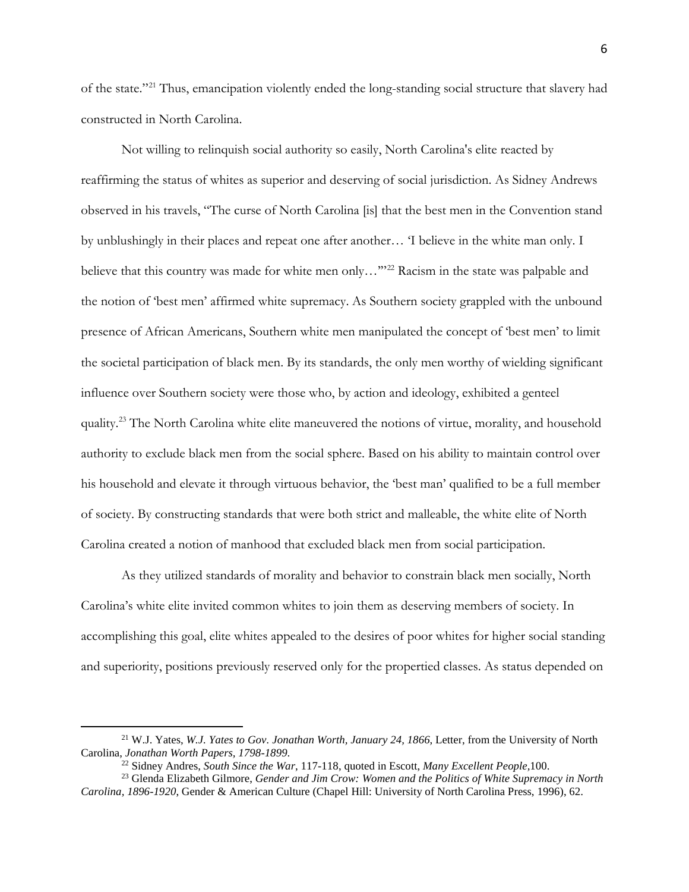of the state."[21] Thus, emancipation violently ended the long-standing social structure that slavery had constructed in North Carolina.

Not willing to relinquish social authority so easily, North Carolina's elite reacted by reaffirming the status of whites as superior and deserving of social jurisdiction. As Sidney Andrews observed in his travels, "The curse of North Carolina [is] that the best men in the Convention stand by unblushingly in their places and repeat one after another… 'I believe in the white man only. I believe that this country was made for white men only…'"[22] Racism in the state was palpable and the notion of 'best men' affirmed white supremacy. As Southern society grappled with the unbound presence of African Americans, Southern white men manipulated the concept of 'best men' to limit the societal participation of black men. By its standards, the only men worthy of wielding significant influence over Southern society were those who, by action and ideology, exhibited a genteel quality.[23] The North Carolina white elite maneuvered the notions of virtue, morality, and household authority to exclude black men from the social sphere. Based on his ability to maintain control over his household and elevate it through virtuous behavior, the 'best man' qualified to be a full member of society. By constructing standards that were both strict and malleable, the white elite of North Carolina created a notion of manhood that excluded black men from social participation.

As they utilized standards of morality and behavior to constrain black men socially, North Carolina's white elite invited common whites to join them as deserving members of society. In accomplishing this goal, elite whites appealed to the desires of poor whites for higher social standing and superiority, positions previously reserved only for the propertied classes. As status depended on

---

[21] W.J. Yates, *W.J. Yates to Gov. Jonathan Worth, January 24, 1866*, Letter, from the University of North Carolina, *Jonathan Worth Papers, 1798-1899*.

[22] Sidney Andres, *South Since the War*, 117-118, quoted in Escott, *Many Excellent People*,100.

[23] Glenda Elizabeth Gilmore, *Gender and Jim Crow: Women and the Politics of White Supremacy in North Carolina, 1896-1920*, Gender & American Culture (Chapel Hill: University of North Carolina Press, 1996), 62.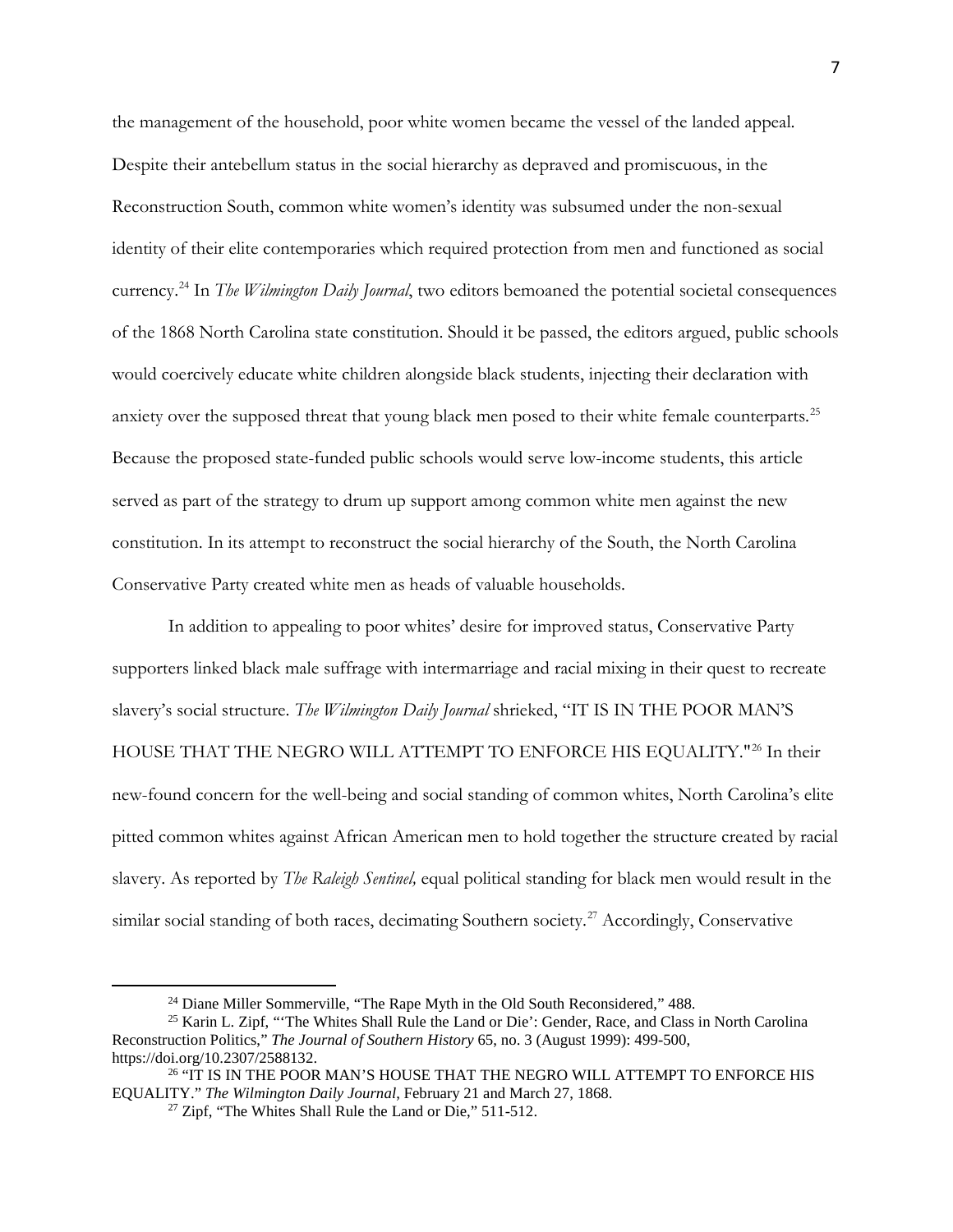the management of the household, poor white women became the vessel of the landed appeal. Despite their antebellum status in the social hierarchy as depraved and promiscuous, in the Reconstruction South, common white women's identity was subsumed under the non-sexual identity of their elite contemporaries which required protection from men and functioned as social currency.[24] In *The Wilmington Daily Journal*, two editors bemoaned the potential societal consequences of the 1868 North Carolina state constitution. Should it be passed, the editors argued, public schools would coercively educate white children alongside black students, injecting their declaration with anxiety over the supposed threat that young black men posed to their white female counterparts.[25] Because the proposed state-funded public schools would serve low-income students, this article served as part of the strategy to drum up support among common white men against the new constitution. In its attempt to reconstruct the social hierarchy of the South, the North Carolina Conservative Party created white men as heads of valuable households.

In addition to appealing to poor whites' desire for improved status, Conservative Party supporters linked black male suffrage with intermarriage and racial mixing in their quest to recreate slavery's social structure. *The Wilmington Daily Journal* shrieked, "IT IS IN THE POOR MAN'S HOUSE THAT THE NEGRO WILL ATTEMPT TO ENFORCE HIS EQUALITY."[26] In their new-found concern for the well-being and social standing of common whites, North Carolina's elite pitted common whites against African American men to hold together the structure created by racial slavery. As reported by *The Raleigh Sentinel,* equal political standing for black men would result in the similar social standing of both races, decimating Southern society.[27] Accordingly, Conservative

---

[24] Diane Miller Sommerville, "The Rape Myth in the Old South Reconsidered," 488.

[25] Karin L. Zipf, "'The Whites Shall Rule the Land or Die': Gender, Race, and Class in North Carolina Reconstruction Politics," *The Journal of Southern History* 65, no. 3 (August 1999): 499-500, https://doi.org/10.2307/2588132.

[26] "IT IS IN THE POOR MAN'S HOUSE THAT THE NEGRO WILL ATTEMPT TO ENFORCE HIS EQUALITY." *The Wilmington Daily Journal*, February 21 and March 27, 1868.

[27] Zipf, "The Whites Shall Rule the Land or Die," 511-512.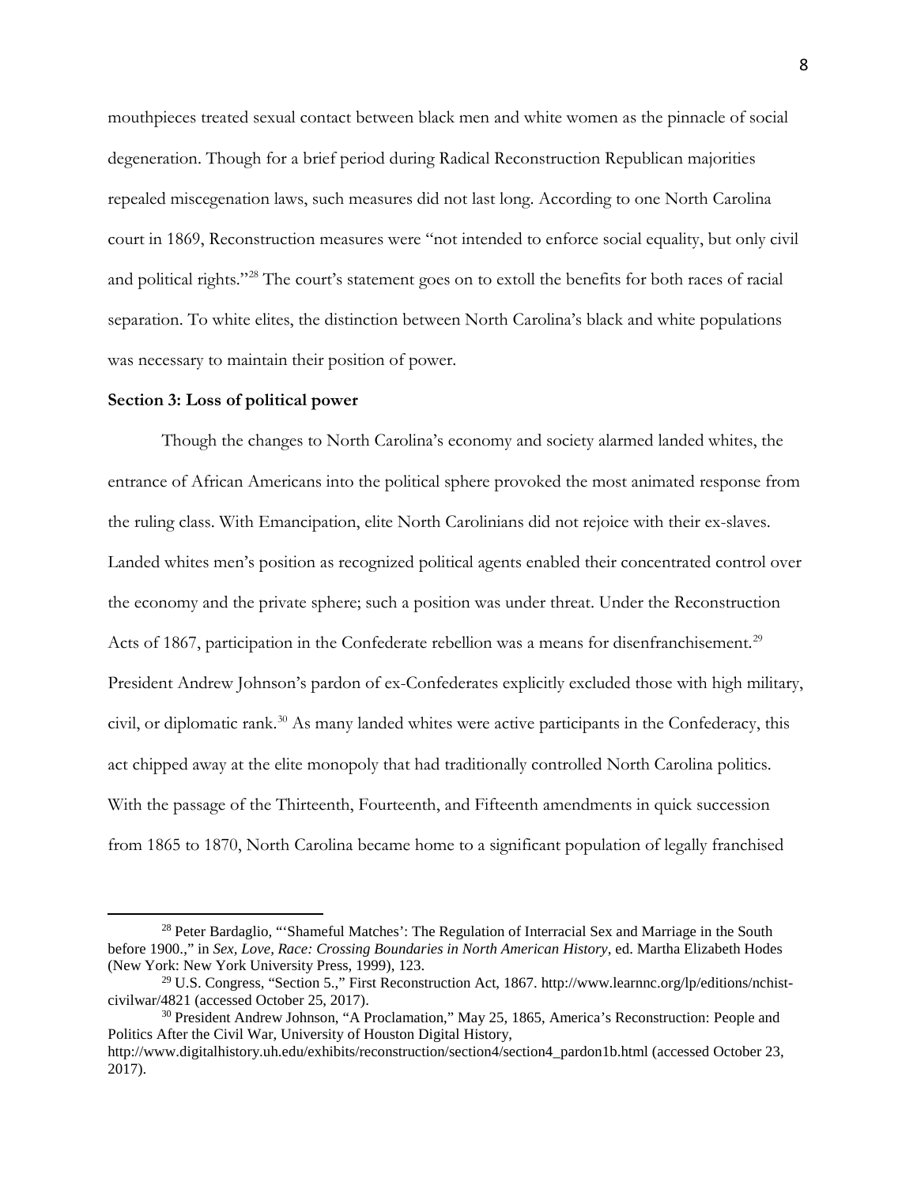mouthpieces treated sexual contact between black men and white women as the pinnacle of social degeneration. Though for a brief period during Radical Reconstruction Republican majorities repealed miscegenation laws, such measures did not last long. According to one North Carolina court in 1869, Reconstruction measures were "not intended to enforce social equality, but only civil and political rights."[28] The court's statement goes on to extoll the benefits for both races of racial separation. To white elites, the distinction between North Carolina's black and white populations was necessary to maintain their position of power.

**Section 3: Loss of political power**

Though the changes to North Carolina's economy and society alarmed landed whites, the entrance of African Americans into the political sphere provoked the most animated response from the ruling class. With Emancipation, elite North Carolinians did not rejoice with their ex-slaves. Landed whites men's position as recognized political agents enabled their concentrated control over the economy and the private sphere; such a position was under threat. Under the Reconstruction Acts of 1867, participation in the Confederate rebellion was a means for disenfranchisement.[29] President Andrew Johnson's pardon of ex-Confederates explicitly excluded those with high military, civil, or diplomatic rank.[30] As many landed whites were active participants in the Confederacy, this act chipped away at the elite monopoly that had traditionally controlled North Carolina politics. With the passage of the Thirteenth, Fourteenth, and Fifteenth amendments in quick succession from 1865 to 1870, North Carolina became home to a significant population of legally franchised

---

[28] Peter Bardaglio, "'Shameful Matches': The Regulation of Interracial Sex and Marriage in the South before 1900.," in *Sex, Love, Race: Crossing Boundaries in North American History*, ed. Martha Elizabeth Hodes (New York: New York University Press, 1999), 123.

[29] U.S. Congress, "Section 5.," First Reconstruction Act, 1867. http://www.learnnc.org/lp/editions/nchist-civilwar/4821 (accessed October 25, 2017).

[30] President Andrew Johnson, "A Proclamation," May 25, 1865, America's Reconstruction: People and Politics After the Civil War, University of Houston Digital History, http://www.digitalhistory.uh.edu/exhibits/reconstruction/section4/section4_pardon1b.html (accessed October 23, 2017).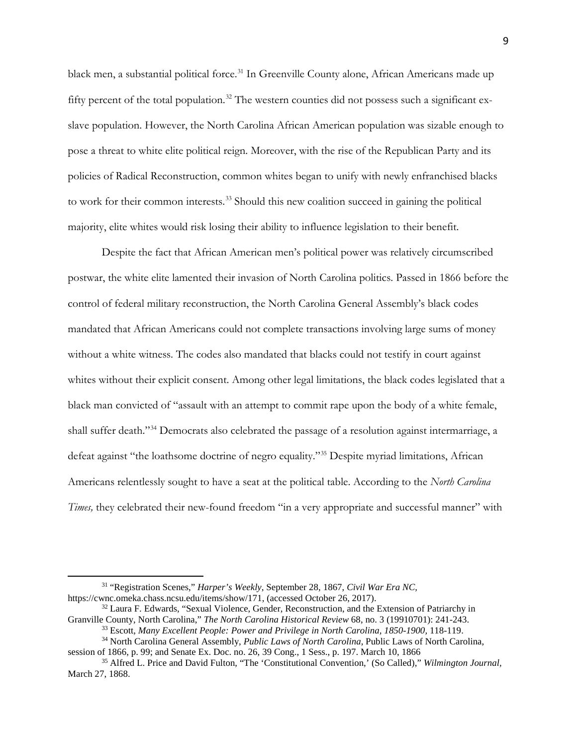black men, a substantial political force.[31] In Greenville County alone, African Americans made up fifty percent of the total population.[32] The western counties did not possess such a significant ex-slave population. However, the North Carolina African American population was sizable enough to pose a threat to white elite political reign. Moreover, with the rise of the Republican Party and its policies of Radical Reconstruction, common whites began to unify with newly enfranchised blacks to work for their common interests.[33] Should this new coalition succeed in gaining the political majority, elite whites would risk losing their ability to influence legislation to their benefit.

Despite the fact that African American men's political power was relatively circumscribed postwar, the white elite lamented their invasion of North Carolina politics. Passed in 1866 before the control of federal military reconstruction, the North Carolina General Assembly's black codes mandated that African Americans could not complete transactions involving large sums of money without a white witness. The codes also mandated that blacks could not testify in court against whites without their explicit consent. Among other legal limitations, the black codes legislated that a black man convicted of "assault with an attempt to commit rape upon the body of a white female, shall suffer death."[34] Democrats also celebrated the passage of a resolution against intermarriage, a defeat against "the loathsome doctrine of negro equality."[35] Despite myriad limitations, African Americans relentlessly sought to have a seat at the political table. According to the *North Carolina Times,* they celebrated their new-found freedom "in a very appropriate and successful manner" with

---

[31] "Registration Scenes," *Harper's Weekly*, September 28, 1867, *Civil War Era NC,* https://cwnc.omeka.chass.ncsu.edu/items/show/171, (accessed October 26, 2017).

[32] Laura F. Edwards, "Sexual Violence, Gender, Reconstruction, and the Extension of Patriarchy in Granville County, North Carolina," *The North Carolina Historical Review* 68, no. 3 (19910701): 241-243.

[33] Escott, *Many Excellent People: Power and Privilege in North Carolina, 1850-1900,* 118-119.

[34] North Carolina General Assembly, *Public Laws of North Carolina*, Public Laws of North Carolina, session of 1866, p. 99; and Senate Ex. Doc. no. 26, 39 Cong., 1 Sess., p. 197. March 10, 1866

[35] Alfred L. Price and David Fulton, "The 'Constitutional Convention,' (So Called)," *Wilmington Journal,* March 27, 1868.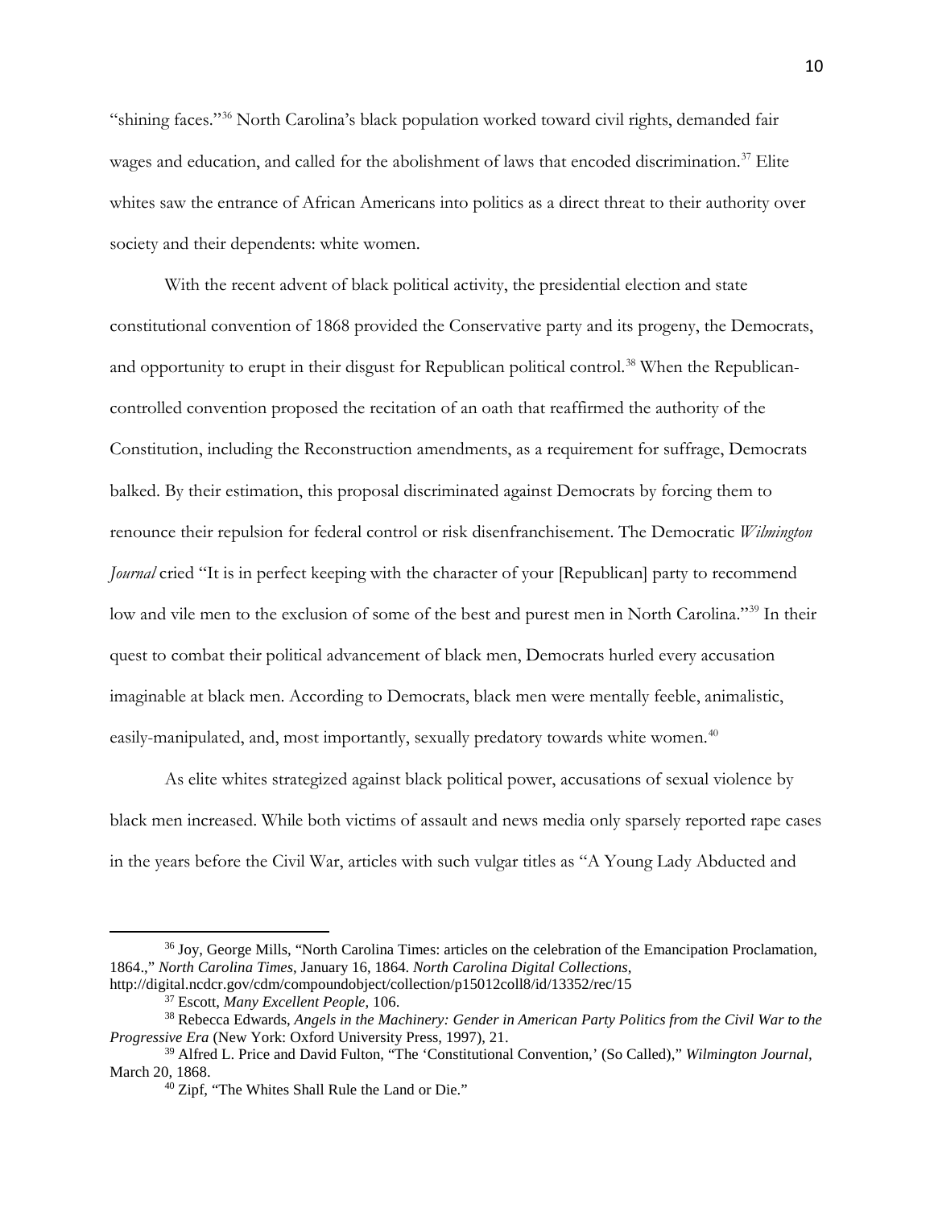"shining faces."[36] North Carolina's black population worked toward civil rights, demanded fair wages and education, and called for the abolishment of laws that encoded discrimination.[37] Elite whites saw the entrance of African Americans into politics as a direct threat to their authority over society and their dependents: white women.

With the recent advent of black political activity, the presidential election and state constitutional convention of 1868 provided the Conservative party and its progeny, the Democrats, and opportunity to erupt in their disgust for Republican political control.[38] When the Republican-controlled convention proposed the recitation of an oath that reaffirmed the authority of the Constitution, including the Reconstruction amendments, as a requirement for suffrage, Democrats balked. By their estimation, this proposal discriminated against Democrats by forcing them to renounce their repulsion for federal control or risk disenfranchisement. The Democratic *Wilmington Journal* cried "It is in perfect keeping with the character of your [Republican] party to recommend low and vile men to the exclusion of some of the best and purest men in North Carolina."[39] In their quest to combat their political advancement of black men, Democrats hurled every accusation imaginable at black men. According to Democrats, black men were mentally feeble, animalistic, easily-manipulated, and, most importantly, sexually predatory towards white women.[40]

As elite whites strategized against black political power, accusations of sexual violence by black men increased. While both victims of assault and news media only sparsely reported rape cases in the years before the Civil War, articles with such vulgar titles as "A Young Lady Abducted and

---

[36] Joy, George Mills, "North Carolina Times: articles on the celebration of the Emancipation Proclamation, 1864.," *North Carolina Times*, January 16, 1864. *North Carolina Digital Collections*, http://digital.ncdcr.gov/cdm/compoundobject/collection/p15012coll8/id/13352/rec/15

[37] Escott, *Many Excellent People*, 106.

[38] Rebecca Edwards, *Angels in the Machinery: Gender in American Party Politics from the Civil War to the Progressive Era* (New York: Oxford University Press, 1997), 21.

[39] Alfred L. Price and David Fulton, "The 'Constitutional Convention,' (So Called)," *Wilmington Journal*, March 20, 1868.

[40] Zipf, "The Whites Shall Rule the Land or Die."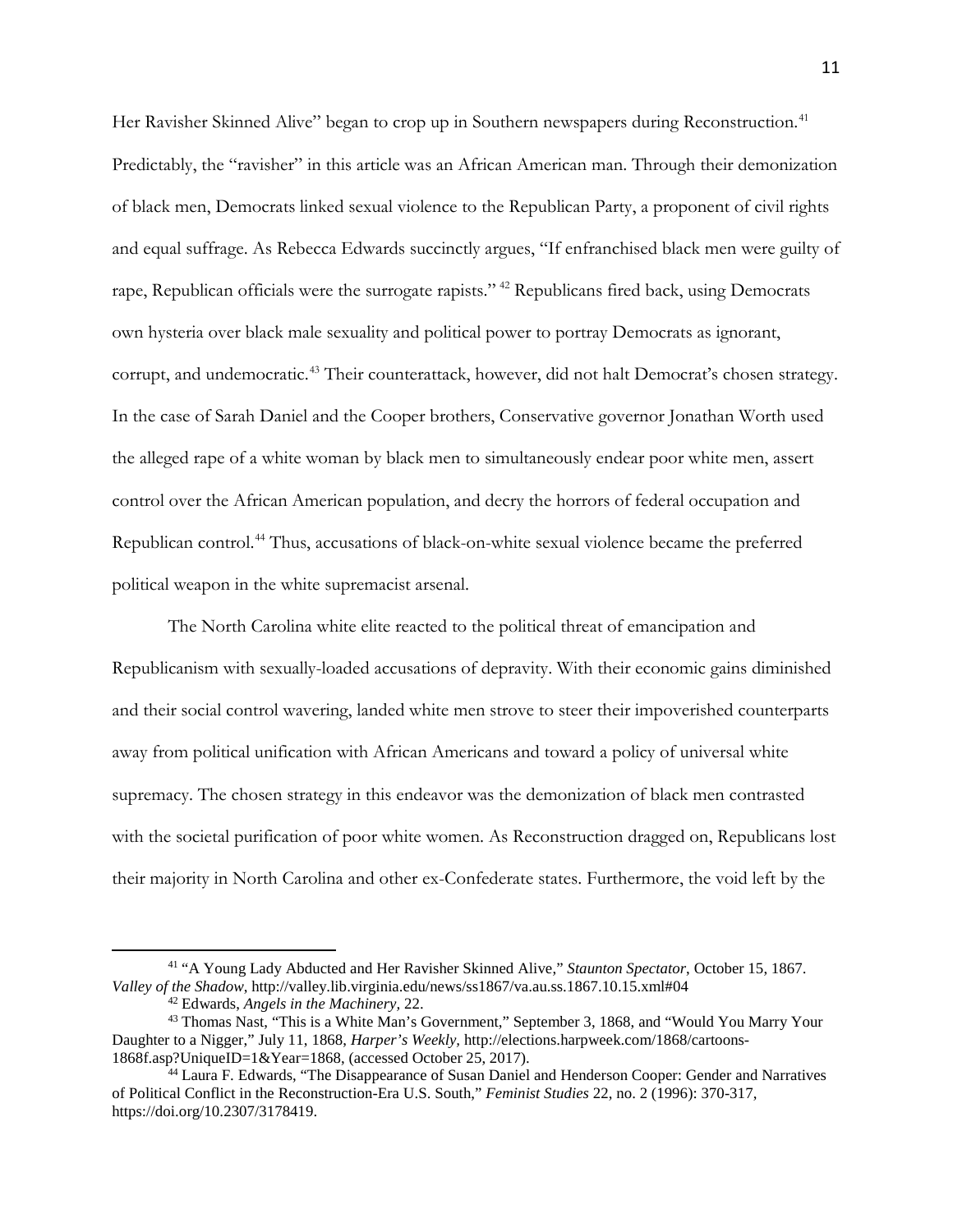Her Ravisher Skinned Alive" began to crop up in Southern newspapers during Reconstruction.[41] Predictably, the "ravisher" in this article was an African American man. Through their demonization of black men, Democrats linked sexual violence to the Republican Party, a proponent of civil rights and equal suffrage. As Rebecca Edwards succinctly argues, "If enfranchised black men were guilty of rape, Republican officials were the surrogate rapists." [42] Republicans fired back, using Democrats own hysteria over black male sexuality and political power to portray Democrats as ignorant, corrupt, and undemocratic.[43] Their counterattack, however, did not halt Democrat's chosen strategy. In the case of Sarah Daniel and the Cooper brothers, Conservative governor Jonathan Worth used the alleged rape of a white woman by black men to simultaneously endear poor white men, assert control over the African American population, and decry the horrors of federal occupation and Republican control.[44] Thus, accusations of black-on-white sexual violence became the preferred political weapon in the white supremacist arsenal.

The North Carolina white elite reacted to the political threat of emancipation and Republicanism with sexually-loaded accusations of depravity. With their economic gains diminished and their social control wavering, landed white men strove to steer their impoverished counterparts away from political unification with African Americans and toward a policy of universal white supremacy. The chosen strategy in this endeavor was the demonization of black men contrasted with the societal purification of poor white women. As Reconstruction dragged on, Republicans lost their majority in North Carolina and other ex-Confederate states. Furthermore, the void left by the

---

[41] "A Young Lady Abducted and Her Ravisher Skinned Alive," *Staunton Spectator*, October 15, 1867. *Valley of the Shadow*, http://valley.lib.virginia.edu/news/ss1867/va.au.ss.1867.10.15.xml#04

[42] Edwards, *Angels in the Machinery,* 22.

[43] Thomas Nast, "This is a White Man's Government," September 3, 1868, and "Would You Marry Your Daughter to a Nigger," July 11, 1868, *Harper's Weekly,* http://elections.harpweek.com/1868/cartoons-1868f.asp?UniqueID=1&Year=1868, (accessed October 25, 2017).

[44] Laura F. Edwards, "The Disappearance of Susan Daniel and Henderson Cooper: Gender and Narratives of Political Conflict in the Reconstruction-Era U.S. South," *Feminist Studies* 22, no. 2 (1996): 370-317, https://doi.org/10.2307/3178419.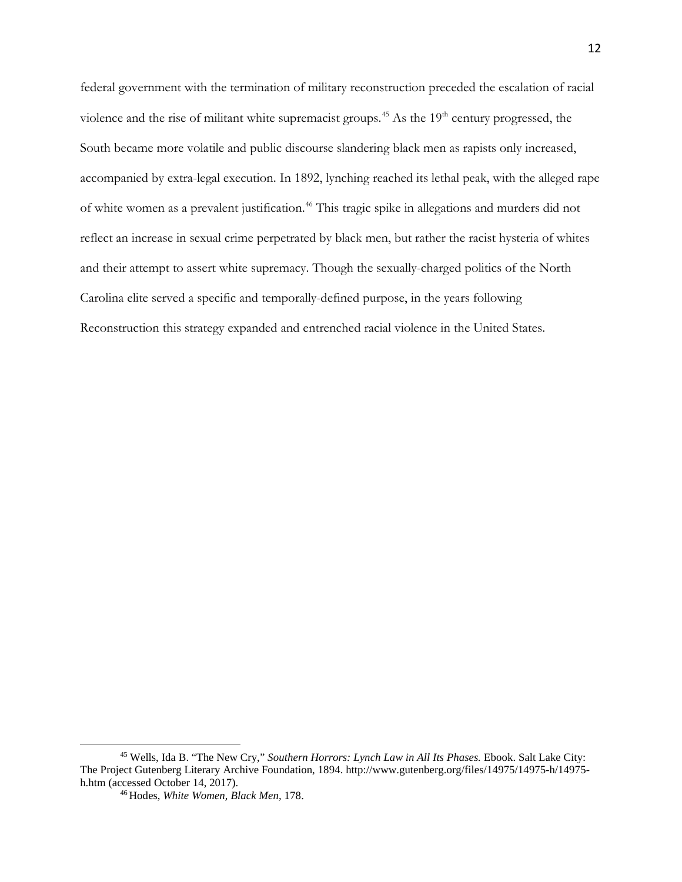federal government with the termination of military reconstruction preceded the escalation of racial violence and the rise of militant white supremacist groups.[45] As the 19th century progressed, the South became more volatile and public discourse slandering black men as rapists only increased, accompanied by extra-legal execution. In 1892, lynching reached its lethal peak, with the alleged rape of white women as a prevalent justification.[46] This tragic spike in allegations and murders did not reflect an increase in sexual crime perpetrated by black men, but rather the racist hysteria of whites and their attempt to assert white supremacy. Though the sexually-charged politics of the North Carolina elite served a specific and temporally-defined purpose, in the years following Reconstruction this strategy expanded and entrenched racial violence in the United States.

---

[45] Wells, Ida B. "The New Cry," *Southern Horrors: Lynch Law in All Its Phases.* Ebook. Salt Lake City: The Project Gutenberg Literary Archive Foundation, 1894. http://www.gutenberg.org/files/14975/14975-h/14975-h.htm (accessed October 14, 2017).

[46] Hodes, *White Women, Black Men,* 178.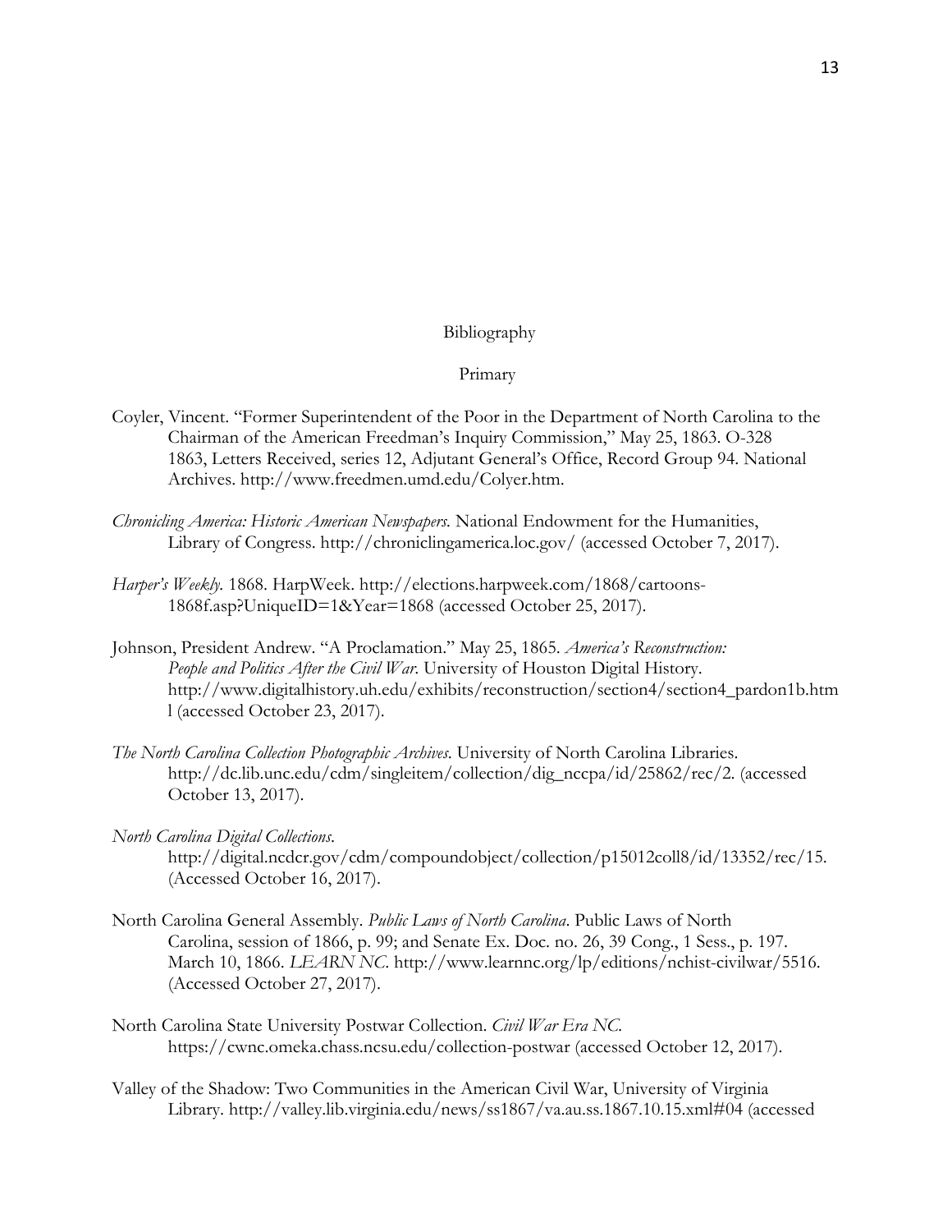## Bibliography

### Primary

Coyler, Vincent. "Former Superintendent of the Poor in the Department of North Carolina to the Chairman of the American Freedman's Inquiry Commission," May 25, 1863. O-328 1863, Letters Received, series 12, Adjutant General's Office, Record Group 94. National Archives. http://www.freedmen.umd.edu/Colyer.htm.

*Chronicling America: Historic American Newspapers*. National Endowment for the Humanities, Library of Congress. http://chroniclingamerica.loc.gov/ (accessed October 7, 2017).

*Harper's Weekly*. 1868. HarpWeek. http://elections.harpweek.com/1868/cartoons-1868f.asp?UniqueID=1&Year=1868 (accessed October 25, 2017).

Johnson, President Andrew. "A Proclamation." May 25, 1865. *America's Reconstruction: People and Politics After the Civil War*. University of Houston Digital History. http://www.digitalhistory.uh.edu/exhibits/reconstruction/section4/section4_pardon1b.html (accessed October 23, 2017).

*The North Carolina Collection Photographic Archives*. University of North Carolina Libraries. http://dc.lib.unc.edu/cdm/singleitem/collection/dig_nccpa/id/25862/rec/2. (accessed October 13, 2017).

*North Carolina Digital Collections*. http://digital.ncdcr.gov/cdm/compoundobject/collection/p15012coll8/id/13352/rec/15. (Accessed October 16, 2017).

North Carolina General Assembly. *Public Laws of North Carolina*. Public Laws of North Carolina, session of 1866, p. 99; and Senate Ex. Doc. no. 26, 39 Cong., 1 Sess., p. 197. March 10, 1866. *LEARN NC*. http://www.learnnc.org/lp/editions/nchist-civilwar/5516. (Accessed October 27, 2017).

North Carolina State University Postwar Collection. *Civil War Era NC*. https://cwnc.omeka.chass.ncsu.edu/collection-postwar (accessed October 12, 2017).

Valley of the Shadow: Two Communities in the American Civil War, University of Virginia Library. http://valley.lib.virginia.edu/news/ss1867/va.au.ss.1867.10.15.xml#04 (accessed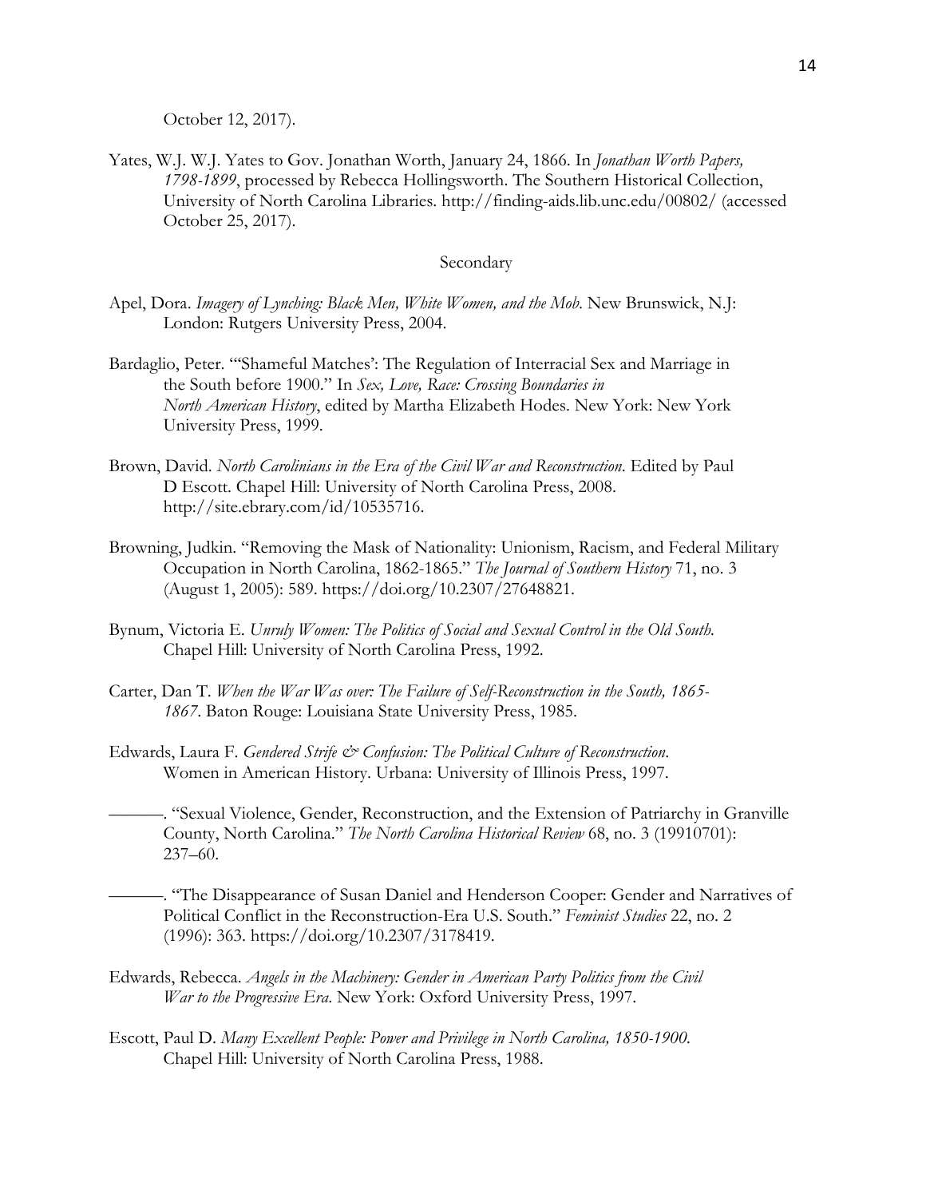October 12, 2017).

Yates, W.J. W.J. Yates to Gov. Jonathan Worth, January 24, 1866. In *Jonathan Worth Papers, 1798-1899*, processed by Rebecca Hollingsworth. The Southern Historical Collection, University of North Carolina Libraries. http://finding-aids.lib.unc.edu/00802/ (accessed October 25, 2017).

## Secondary

Apel, Dora. *Imagery of Lynching: Black Men, White Women, and the Mob*. New Brunswick, N.J: London: Rutgers University Press, 2004.

Bardaglio, Peter. "'Shameful Matches': The Regulation of Interracial Sex and Marriage in the South before 1900." In *Sex, Love, Race: Crossing Boundaries in North American History*, edited by Martha Elizabeth Hodes. New York: New York University Press, 1999.

Brown, David. *North Carolinians in the Era of the Civil War and Reconstruction*. Edited by Paul D Escott. Chapel Hill: University of North Carolina Press, 2008. http://site.ebrary.com/id/10535716.

Browning, Judkin. "Removing the Mask of Nationality: Unionism, Racism, and Federal Military Occupation in North Carolina, 1862-1865." *The Journal of Southern History* 71, no. 3 (August 1, 2005): 589. https://doi.org/10.2307/27648821.

Bynum, Victoria E. *Unruly Women: The Politics of Social and Sexual Control in the Old South*. Chapel Hill: University of North Carolina Press, 1992.

Carter, Dan T. *When the War Was over: The Failure of Self-Reconstruction in the South, 1865-1867*. Baton Rouge: Louisiana State University Press, 1985.

Edwards, Laura F. *Gendered Strife & Confusion: The Political Culture of Reconstruction*. Women in American History. Urbana: University of Illinois Press, 1997.

———. "Sexual Violence, Gender, Reconstruction, and the Extension of Patriarchy in Granville County, North Carolina." *The North Carolina Historical Review* 68, no. 3 (19910701): 237–60.

———. "The Disappearance of Susan Daniel and Henderson Cooper: Gender and Narratives of Political Conflict in the Reconstruction-Era U.S. South." *Feminist Studies* 22, no. 2 (1996): 363. https://doi.org/10.2307/3178419.

Edwards, Rebecca. *Angels in the Machinery: Gender in American Party Politics from the Civil War to the Progressive Era*. New York: Oxford University Press, 1997.

Escott, Paul D. *Many Excellent People: Power and Privilege in North Carolina, 1850-1900*. Chapel Hill: University of North Carolina Press, 1988.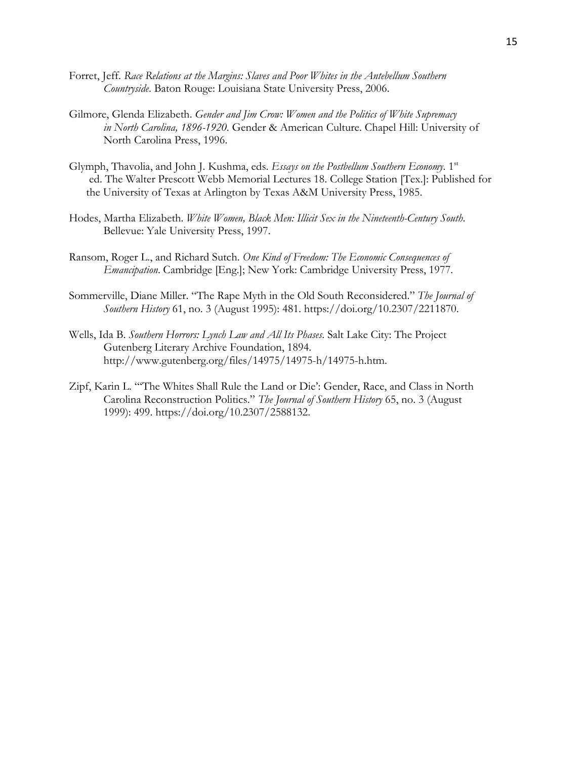Forret, Jeff. *Race Relations at the Margins: Slaves and Poor Whites in the Antebellum Southern Countryside*. Baton Rouge: Louisiana State University Press, 2006.

Gilmore, Glenda Elizabeth. *Gender and Jim Crow: Women and the Politics of White Supremacy in North Carolina, 1896-1920*. Gender & American Culture. Chapel Hill: University of North Carolina Press, 1996.

Glymph, Thavolia, and John J. Kushma, eds. *Essays on the Postbellum Southern Economy*. 1st ed. The Walter Prescott Webb Memorial Lectures 18. College Station [Tex.]: Published for the University of Texas at Arlington by Texas A&M University Press, 1985.

Hodes, Martha Elizabeth. *White Women, Black Men: Illicit Sex in the Nineteenth-Century South*. Bellevue: Yale University Press, 1997.

Ransom, Roger L., and Richard Sutch. *One Kind of Freedom: The Economic Consequences of Emancipation*. Cambridge [Eng.]; New York: Cambridge University Press, 1977.

Sommerville, Diane Miller. "The Rape Myth in the Old South Reconsidered." *The Journal of Southern History* 61, no. 3 (August 1995): 481. https://doi.org/10.2307/2211870.

Wells, Ida B. *Southern Horrors: Lynch Law and All Its Phases*. Salt Lake City: The Project Gutenberg Literary Archive Foundation, 1894. http://www.gutenberg.org/files/14975/14975-h/14975-h.htm.

Zipf, Karin L. "'The Whites Shall Rule the Land or Die': Gender, Race, and Class in North Carolina Reconstruction Politics." *The Journal of Southern History* 65, no. 3 (August 1999): 499. https://doi.org/10.2307/2588132.